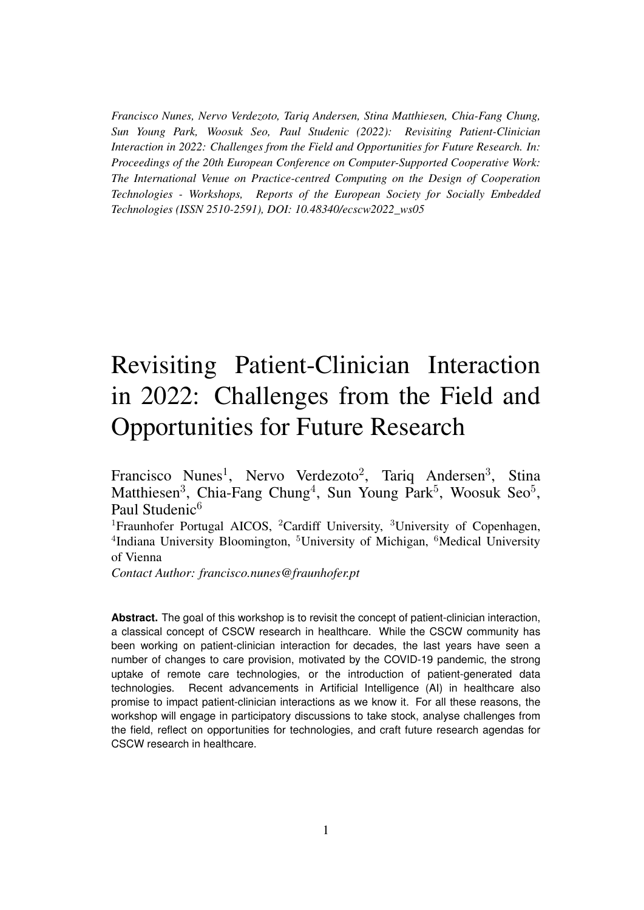*Francisco Nunes, Nervo Verdezoto, Tariq Andersen, Stina Matthiesen, Chia-Fang Chung, Sun Young Park, Woosuk Seo, Paul Studenic (2022): Revisiting Patient-Clinician Interaction in 2022: Challenges from the Field and Opportunities for Future Research. In: Proceedings of the 20th European Conference on Computer-Supported Cooperative Work: The International Venue on Practice-centred Computing on the Design of Cooperation Technologies - Workshops, Reports of the European Society for Socially Embedded Technologies (ISSN 2510-2591), DOI: 10.48340/ecscw2022_ws05*

# Revisiting Patient-Clinician Interaction in 2022: Challenges from the Field and Opportunities for Future Research

Francisco Nunes[1], Nervo Verdezoto[2], Tariq Andersen[3], Stina Matthiesen[3], Chia-Fang Chung[4], Sun Young Park[5], Woosuk Seo[5], Paul Studenic[6]

[1]Fraunhofer Portugal AICOS, [2]Cardiff University, [3]University of Copenhagen, [4]Indiana University Bloomington, [5]University of Michigan, [6]Medical University of Vienna

*Contact Author: francisco.nunes@fraunhofer.pt*

**Abstract.** The goal of this workshop is to revisit the concept of patient-clinician interaction, a classical concept of CSCW research in healthcare. While the CSCW community has been working on patient-clinician interaction for decades, the last years have seen a number of changes to care provision, motivated by the COVID-19 pandemic, the strong uptake of remote care technologies, or the introduction of patient-generated data technologies. Recent advancements in Artificial Intelligence (AI) in healthcare also promise to impact patient-clinician interactions as we know it. For all these reasons, the workshop will engage in participatory discussions to take stock, analyse challenges from the field, reflect on opportunities for technologies, and craft future research agendas for CSCW research in healthcare.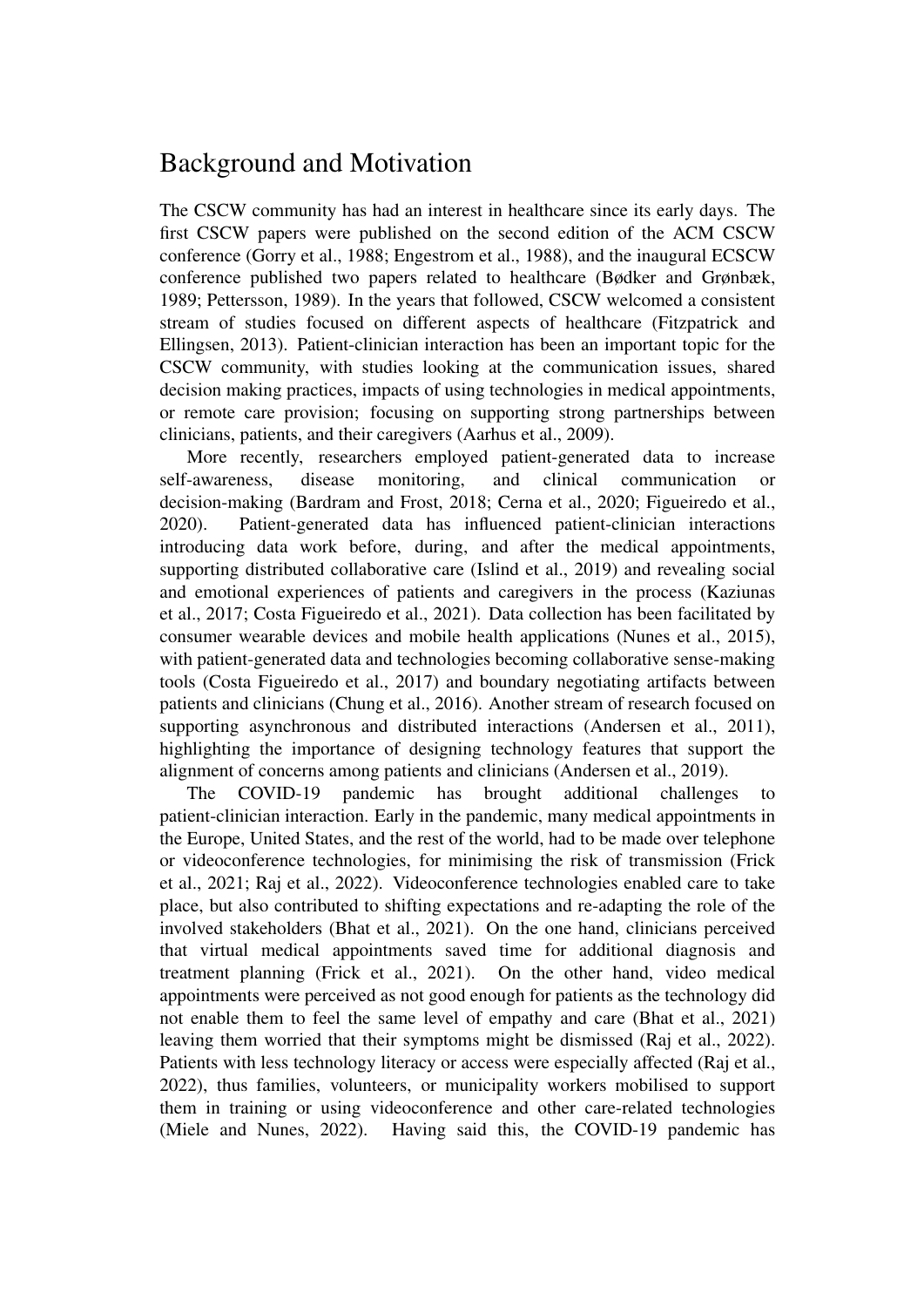# Background and Motivation

The CSCW community has had an interest in healthcare since its early days. The first CSCW papers were published on the second edition of the ACM CSCW conference (Gorry et al., 1988; Engestrom et al., 1988), and the inaugural ECSCW conference published two papers related to healthcare (Bødker and Grønbæk, 1989; Pettersson, 1989). In the years that followed, CSCW welcomed a consistent stream of studies focused on different aspects of healthcare (Fitzpatrick and Ellingsen, 2013). Patient-clinician interaction has been an important topic for the CSCW community, with studies looking at the communication issues, shared decision making practices, impacts of using technologies in medical appointments, or remote care provision; focusing on supporting strong partnerships between clinicians, patients, and their caregivers (Aarhus et al., 2009).

More recently, researchers employed patient-generated data to increase self-awareness, disease monitoring, and clinical communication or decision-making (Bardram and Frost, 2018; Cerna et al., 2020; Figueiredo et al., 2020). Patient-generated data has influenced patient-clinician interactions introducing data work before, during, and after the medical appointments, supporting distributed collaborative care (Islind et al., 2019) and revealing social and emotional experiences of patients and caregivers in the process (Kaziunas et al., 2017; Costa Figueiredo et al., 2021). Data collection has been facilitated by consumer wearable devices and mobile health applications (Nunes et al., 2015), with patient-generated data and technologies becoming collaborative sense-making tools (Costa Figueiredo et al., 2017) and boundary negotiating artifacts between patients and clinicians (Chung et al., 2016). Another stream of research focused on supporting asynchronous and distributed interactions (Andersen et al., 2011), highlighting the importance of designing technology features that support the alignment of concerns among patients and clinicians (Andersen et al., 2019).

The COVID-19 pandemic has brought additional challenges to patient-clinician interaction. Early in the pandemic, many medical appointments in the Europe, United States, and the rest of the world, had to be made over telephone or videoconference technologies, for minimising the risk of transmission (Frick et al., 2021; Raj et al., 2022). Videoconference technologies enabled care to take place, but also contributed to shifting expectations and re-adapting the role of the involved stakeholders (Bhat et al., 2021). On the one hand, clinicians perceived that virtual medical appointments saved time for additional diagnosis and treatment planning (Frick et al., 2021). On the other hand, video medical appointments were perceived as not good enough for patients as the technology did not enable them to feel the same level of empathy and care (Bhat et al., 2021) leaving them worried that their symptoms might be dismissed (Raj et al., 2022). Patients with less technology literacy or access were especially affected (Raj et al., 2022), thus families, volunteers, or municipality workers mobilised to support them in training or using videoconference and other care-related technologies (Miele and Nunes, 2022). Having said this, the COVID-19 pandemic has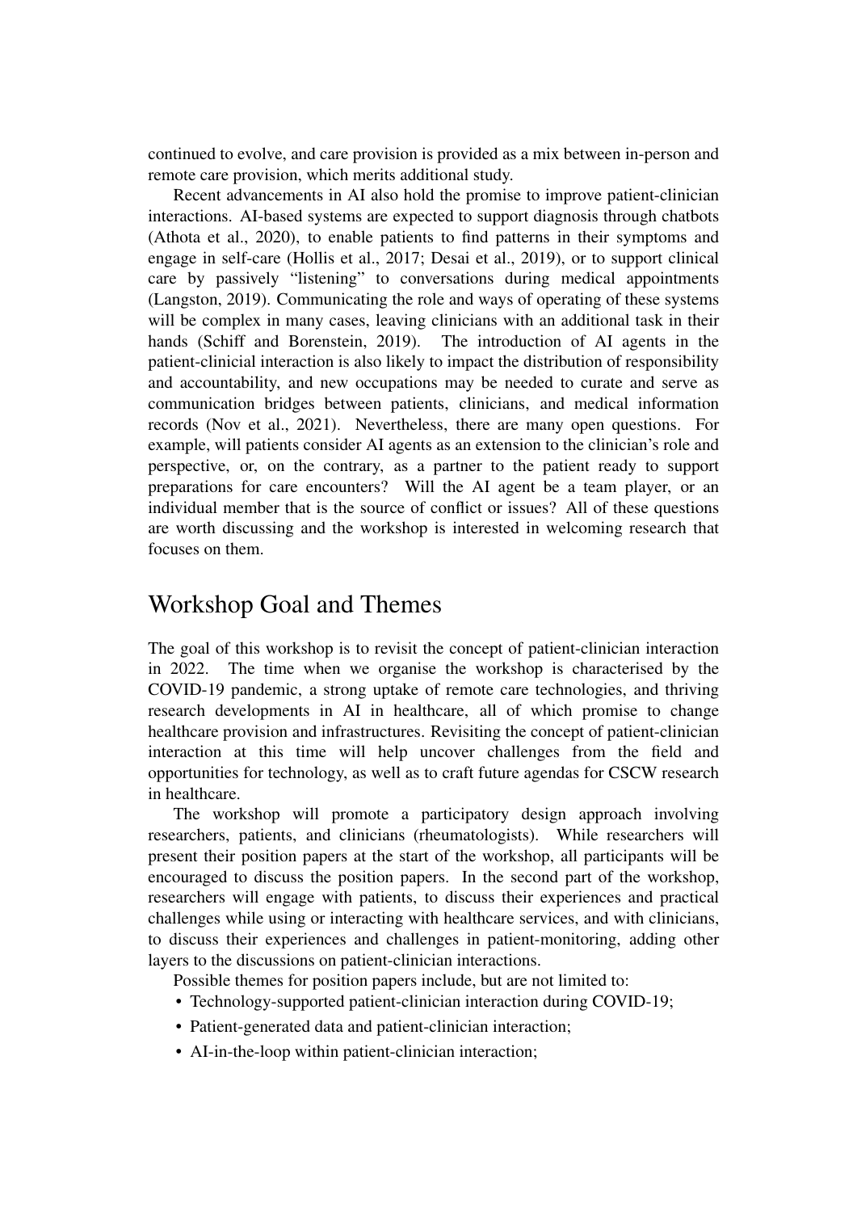continued to evolve, and care provision is provided as a mix between in-person and remote care provision, which merits additional study.

Recent advancements in AI also hold the promise to improve patient-clinician interactions. AI-based systems are expected to support diagnosis through chatbots (Athota et al., 2020), to enable patients to find patterns in their symptoms and engage in self-care (Hollis et al., 2017; Desai et al., 2019), or to support clinical care by passively "listening" to conversations during medical appointments (Langston, 2019). Communicating the role and ways of operating of these systems will be complex in many cases, leaving clinicians with an additional task in their hands (Schiff and Borenstein, 2019). The introduction of AI agents in the patient-clinicial interaction is also likely to impact the distribution of responsibility and accountability, and new occupations may be needed to curate and serve as communication bridges between patients, clinicians, and medical information records (Nov et al., 2021). Nevertheless, there are many open questions. For example, will patients consider AI agents as an extension to the clinician's role and perspective, or, on the contrary, as a partner to the patient ready to support preparations for care encounters? Will the AI agent be a team player, or an individual member that is the source of conflict or issues? All of these questions are worth discussing and the workshop is interested in welcoming research that focuses on them.

## Workshop Goal and Themes

The goal of this workshop is to revisit the concept of patient-clinician interaction in 2022. The time when we organise the workshop is characterised by the COVID-19 pandemic, a strong uptake of remote care technologies, and thriving research developments in AI in healthcare, all of which promise to change healthcare provision and infrastructures. Revisiting the concept of patient-clinician interaction at this time will help uncover challenges from the field and opportunities for technology, as well as to craft future agendas for CSCW research in healthcare.

The workshop will promote a participatory design approach involving researchers, patients, and clinicians (rheumatologists). While researchers will present their position papers at the start of the workshop, all participants will be encouraged to discuss the position papers. In the second part of the workshop, researchers will engage with patients, to discuss their experiences and practical challenges while using or interacting with healthcare services, and with clinicians, to discuss their experiences and challenges in patient-monitoring, adding other layers to the discussions on patient-clinician interactions.

Possible themes for position papers include, but are not limited to:

- Technology-supported patient-clinician interaction during COVID-19;
- Patient-generated data and patient-clinician interaction;
- AI-in-the-loop within patient-clinician interaction;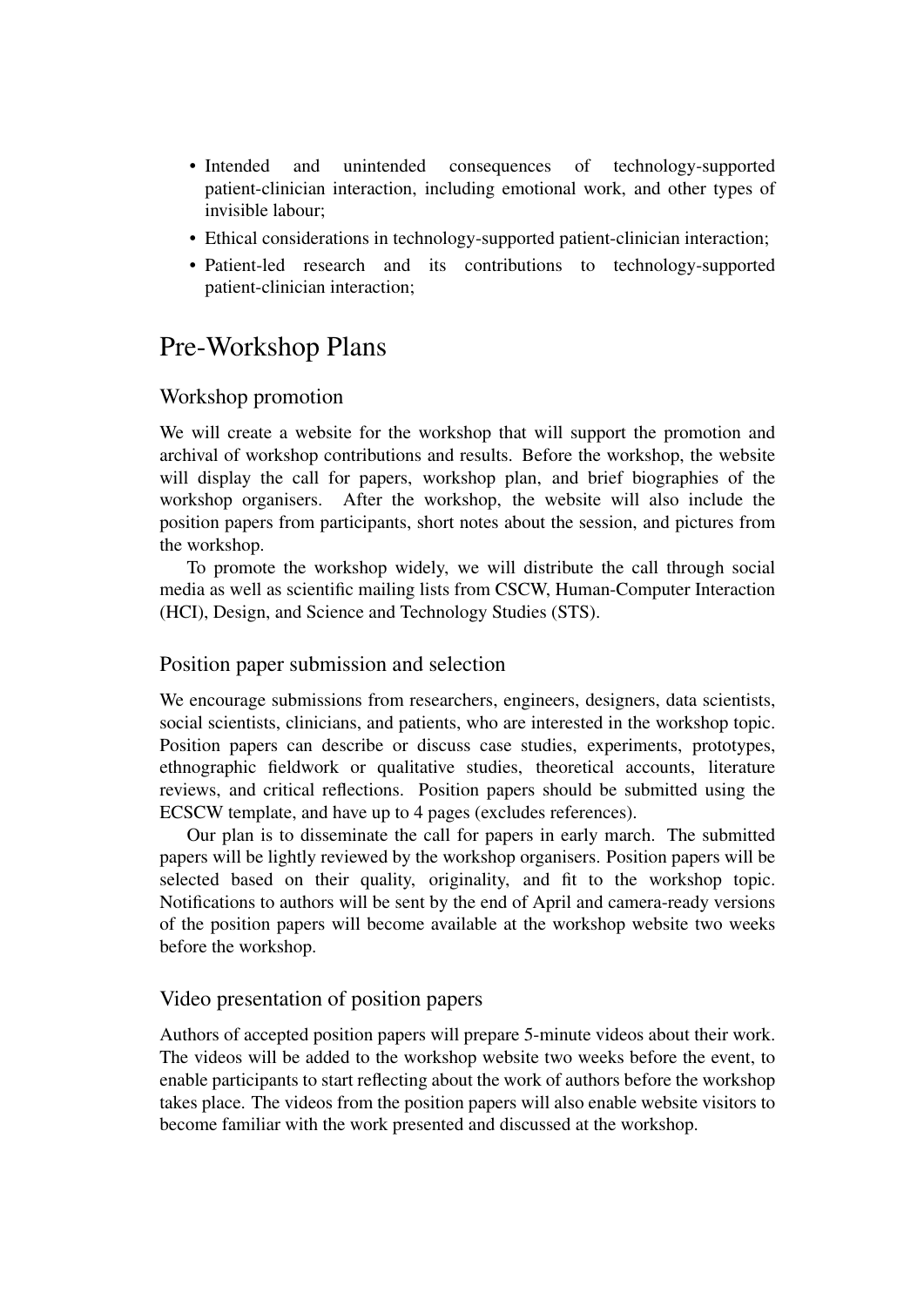- Intended and unintended consequences of technology-supported patient-clinician interaction, including emotional work, and other types of invisible labour;
- Ethical considerations in technology-supported patient-clinician interaction;
- Patient-led research and its contributions to technology-supported patient-clinician interaction;

# Pre-Workshop Plans

## Workshop promotion

We will create a website for the workshop that will support the promotion and archival of workshop contributions and results. Before the workshop, the website will display the call for papers, workshop plan, and brief biographies of the workshop organisers. After the workshop, the website will also include the position papers from participants, short notes about the session, and pictures from the workshop.

To promote the workshop widely, we will distribute the call through social media as well as scientific mailing lists from CSCW, Human-Computer Interaction (HCI), Design, and Science and Technology Studies (STS).

## Position paper submission and selection

We encourage submissions from researchers, engineers, designers, data scientists, social scientists, clinicians, and patients, who are interested in the workshop topic. Position papers can describe or discuss case studies, experiments, prototypes, ethnographic fieldwork or qualitative studies, theoretical accounts, literature reviews, and critical reflections. Position papers should be submitted using the ECSCW template, and have up to 4 pages (excludes references).

Our plan is to disseminate the call for papers in early march. The submitted papers will be lightly reviewed by the workshop organisers. Position papers will be selected based on their quality, originality, and fit to the workshop topic. Notifications to authors will be sent by the end of April and camera-ready versions of the position papers will become available at the workshop website two weeks before the workshop.

## Video presentation of position papers

Authors of accepted position papers will prepare 5-minute videos about their work. The videos will be added to the workshop website two weeks before the event, to enable participants to start reflecting about the work of authors before the workshop takes place. The videos from the position papers will also enable website visitors to become familiar with the work presented and discussed at the workshop.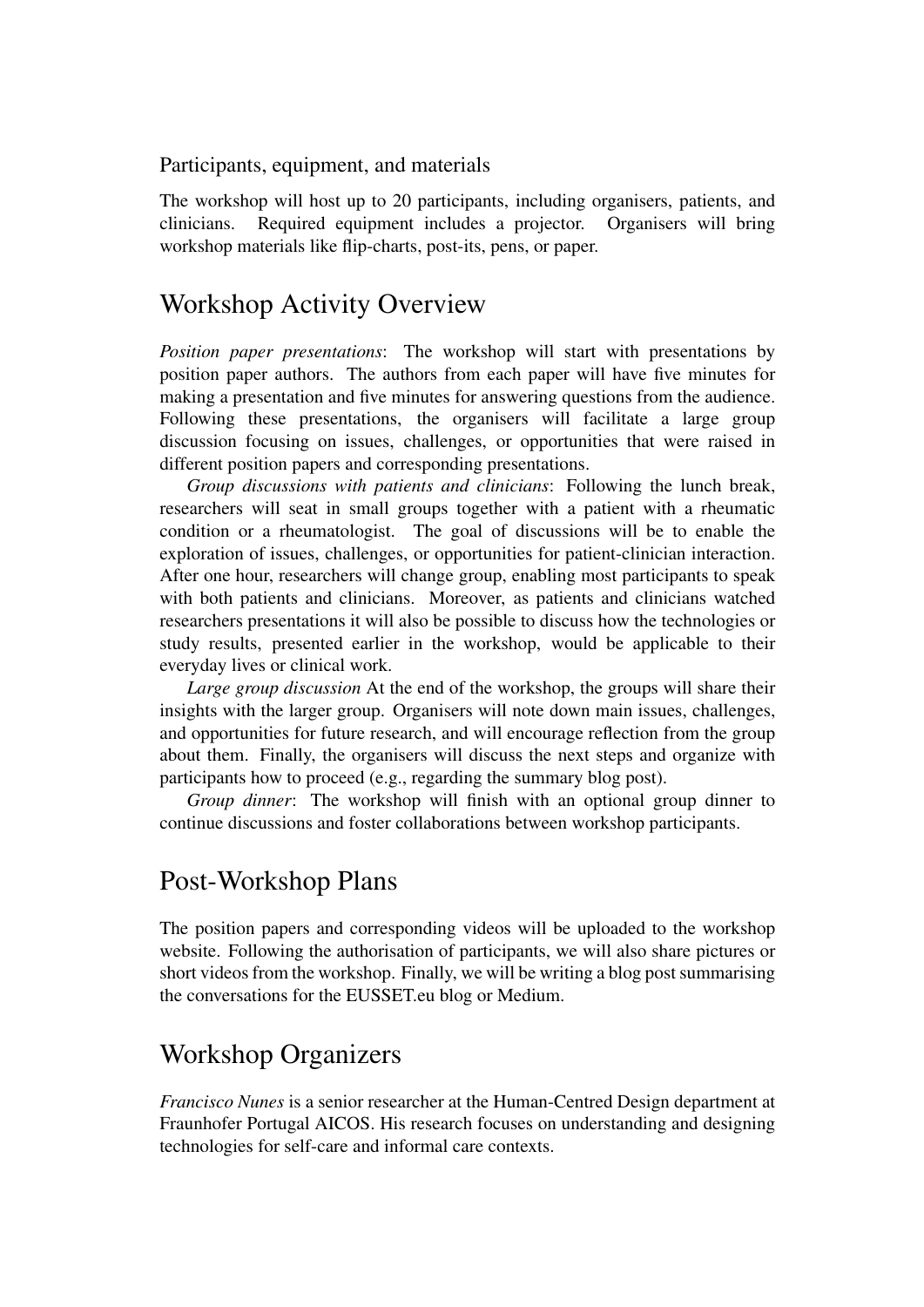### Participants, equipment, and materials

The workshop will host up to 20 participants, including organisers, patients, and clinicians. Required equipment includes a projector. Organisers will bring workshop materials like flip-charts, post-its, pens, or paper.

## Workshop Activity Overview

*Position paper presentations*: The workshop will start with presentations by position paper authors. The authors from each paper will have five minutes for making a presentation and five minutes for answering questions from the audience. Following these presentations, the organisers will facilitate a large group discussion focusing on issues, challenges, or opportunities that were raised in different position papers and corresponding presentations.

*Group discussions with patients and clinicians*: Following the lunch break, researchers will seat in small groups together with a patient with a rheumatic condition or a rheumatologist. The goal of discussions will be to enable the exploration of issues, challenges, or opportunities for patient-clinician interaction. After one hour, researchers will change group, enabling most participants to speak with both patients and clinicians. Moreover, as patients and clinicians watched researchers presentations it will also be possible to discuss how the technologies or study results, presented earlier in the workshop, would be applicable to their everyday lives or clinical work.

*Large group discussion* At the end of the workshop, the groups will share their insights with the larger group. Organisers will note down main issues, challenges, and opportunities for future research, and will encourage reflection from the group about them. Finally, the organisers will discuss the next steps and organize with participants how to proceed (e.g., regarding the summary blog post).

*Group dinner*: The workshop will finish with an optional group dinner to continue discussions and foster collaborations between workshop participants.

## Post-Workshop Plans

The position papers and corresponding videos will be uploaded to the workshop website. Following the authorisation of participants, we will also share pictures or short videos from the workshop. Finally, we will be writing a blog post summarising the conversations for the EUSSET.eu blog or Medium.

## Workshop Organizers

*Francisco Nunes* is a senior researcher at the Human-Centred Design department at Fraunhofer Portugal AICOS. His research focuses on understanding and designing technologies for self-care and informal care contexts.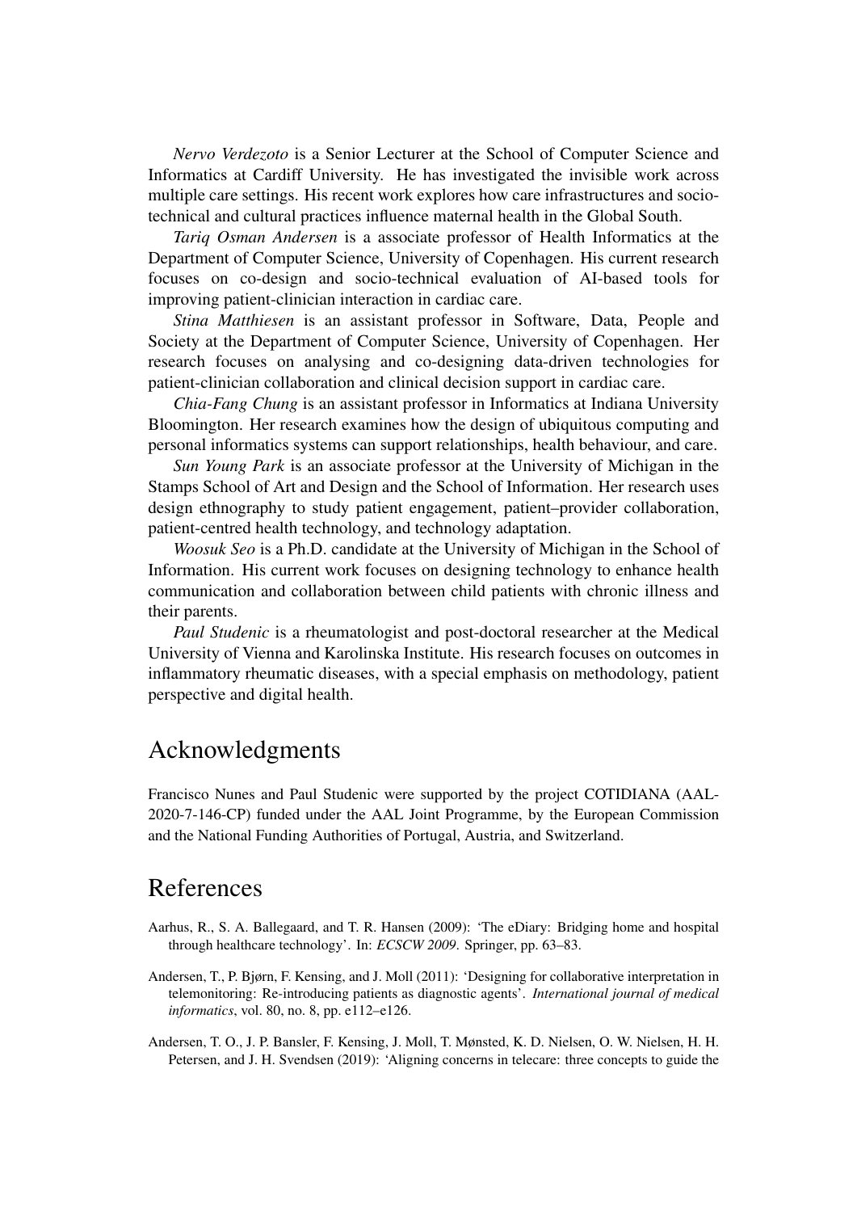*Nervo Verdezoto* is a Senior Lecturer at the School of Computer Science and Informatics at Cardiff University. He has investigated the invisible work across multiple care settings. His recent work explores how care infrastructures and socio-technical and cultural practices influence maternal health in the Global South.

*Tariq Osman Andersen* is a associate professor of Health Informatics at the Department of Computer Science, University of Copenhagen. His current research focuses on co-design and socio-technical evaluation of AI-based tools for improving patient-clinician interaction in cardiac care.

*Stina Matthiesen* is an assistant professor in Software, Data, People and Society at the Department of Computer Science, University of Copenhagen. Her research focuses on analysing and co-designing data-driven technologies for patient-clinician collaboration and clinical decision support in cardiac care.

*Chia-Fang Chung* is an assistant professor in Informatics at Indiana University Bloomington. Her research examines how the design of ubiquitous computing and personal informatics systems can support relationships, health behaviour, and care.

*Sun Young Park* is an associate professor at the University of Michigan in the Stamps School of Art and Design and the School of Information. Her research uses design ethnography to study patient engagement, patient–provider collaboration, patient-centred health technology, and technology adaptation.

*Woosuk Seo* is a Ph.D. candidate at the University of Michigan in the School of Information. His current work focuses on designing technology to enhance health communication and collaboration between child patients with chronic illness and their parents.

*Paul Studenic* is a rheumatologist and post-doctoral researcher at the Medical University of Vienna and Karolinska Institute. His research focuses on outcomes in inflammatory rheumatic diseases, with a special emphasis on methodology, patient perspective and digital health.

# Acknowledgments

Francisco Nunes and Paul Studenic were supported by the project COTIDIANA (AAL-2020-7-146-CP) funded under the AAL Joint Programme, by the European Commission and the National Funding Authorities of Portugal, Austria, and Switzerland.

# References

Aarhus, R., S. A. Ballegaard, and T. R. Hansen (2009): 'The eDiary: Bridging home and hospital through healthcare technology'. In: *ECSCW 2009*. Springer, pp. 63–83.

Andersen, T., P. Bjørn, F. Kensing, and J. Moll (2011): 'Designing for collaborative interpretation in telemonitoring: Re-introducing patients as diagnostic agents'. *International journal of medical informatics*, vol. 80, no. 8, pp. e112–e126.

Andersen, T. O., J. P. Bansler, F. Kensing, J. Moll, T. Mønsted, K. D. Nielsen, O. W. Nielsen, H. H. Petersen, and J. H. Svendsen (2019): 'Aligning concerns in telecare: three concepts to guide the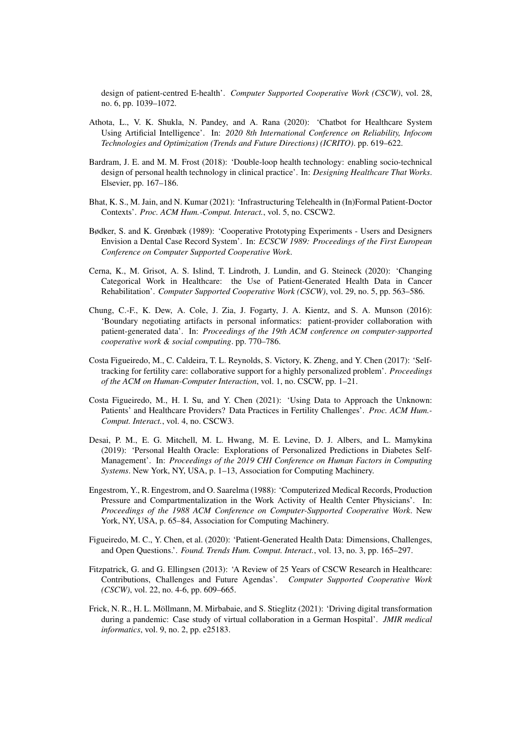design of patient-centred E-health'. *Computer Supported Cooperative Work (CSCW)*, vol. 28, no. 6, pp. 1039–1072.

Athota, L., V. K. Shukla, N. Pandey, and A. Rana (2020): 'Chatbot for Healthcare System Using Artificial Intelligence'. In: *2020 8th International Conference on Reliability, Infocom Technologies and Optimization (Trends and Future Directions) (ICRITO)*. pp. 619–622.

Bardram, J. E. and M. M. Frost (2018): 'Double-loop health technology: enabling socio-technical design of personal health technology in clinical practice'. In: *Designing Healthcare That Works*. Elsevier, pp. 167–186.

Bhat, K. S., M. Jain, and N. Kumar (2021): 'Infrastructuring Telehealth in (In)Formal Patient-Doctor Contexts'. *Proc. ACM Hum.-Comput. Interact.*, vol. 5, no. CSCW2.

Bødker, S. and K. Grønbæk (1989): 'Cooperative Prototyping Experiments - Users and Designers Envision a Dental Case Record System'. In: *ECSCW 1989: Proceedings of the First European Conference on Computer Supported Cooperative Work*.

Cerna, K., M. Grisot, A. S. Islind, T. Lindroth, J. Lundin, and G. Steineck (2020): 'Changing Categorical Work in Healthcare: the Use of Patient-Generated Health Data in Cancer Rehabilitation'. *Computer Supported Cooperative Work (CSCW)*, vol. 29, no. 5, pp. 563–586.

Chung, C.-F., K. Dew, A. Cole, J. Zia, J. Fogarty, J. A. Kientz, and S. A. Munson (2016): 'Boundary negotiating artifacts in personal informatics: patient-provider collaboration with patient-generated data'. In: *Proceedings of the 19th ACM conference on computer-supported cooperative work & social computing*. pp. 770–786.

Costa Figueiredo, M., C. Caldeira, T. L. Reynolds, S. Victory, K. Zheng, and Y. Chen (2017): 'Self-tracking for fertility care: collaborative support for a highly personalized problem'. *Proceedings of the ACM on Human-Computer Interaction*, vol. 1, no. CSCW, pp. 1–21.

Costa Figueiredo, M., H. I. Su, and Y. Chen (2021): 'Using Data to Approach the Unknown: Patients' and Healthcare Providers? Data Practices in Fertility Challenges'. *Proc. ACM Hum.-Comput. Interact.*, vol. 4, no. CSCW3.

Desai, P. M., E. G. Mitchell, M. L. Hwang, M. E. Levine, D. J. Albers, and L. Mamykina (2019): 'Personal Health Oracle: Explorations of Personalized Predictions in Diabetes Self-Management'. In: *Proceedings of the 2019 CHI Conference on Human Factors in Computing Systems*. New York, NY, USA, p. 1–13, Association for Computing Machinery.

Engestrom, Y., R. Engestrom, and O. Saarelma (1988): 'Computerized Medical Records, Production Pressure and Compartmentalization in the Work Activity of Health Center Physicians'. In: *Proceedings of the 1988 ACM Conference on Computer-Supported Cooperative Work*. New York, NY, USA, p. 65–84, Association for Computing Machinery.

Figueiredo, M. C., Y. Chen, et al. (2020): 'Patient-Generated Health Data: Dimensions, Challenges, and Open Questions.'. *Found. Trends Hum. Comput. Interact.*, vol. 13, no. 3, pp. 165–297.

Fitzpatrick, G. and G. Ellingsen (2013): 'A Review of 25 Years of CSCW Research in Healthcare: Contributions, Challenges and Future Agendas'. *Computer Supported Cooperative Work (CSCW)*, vol. 22, no. 4-6, pp. 609–665.

Frick, N. R., H. L. Möllmann, M. Mirbabaie, and S. Stieglitz (2021): 'Driving digital transformation during a pandemic: Case study of virtual collaboration in a German Hospital'. *JMIR medical informatics*, vol. 9, no. 2, pp. e25183.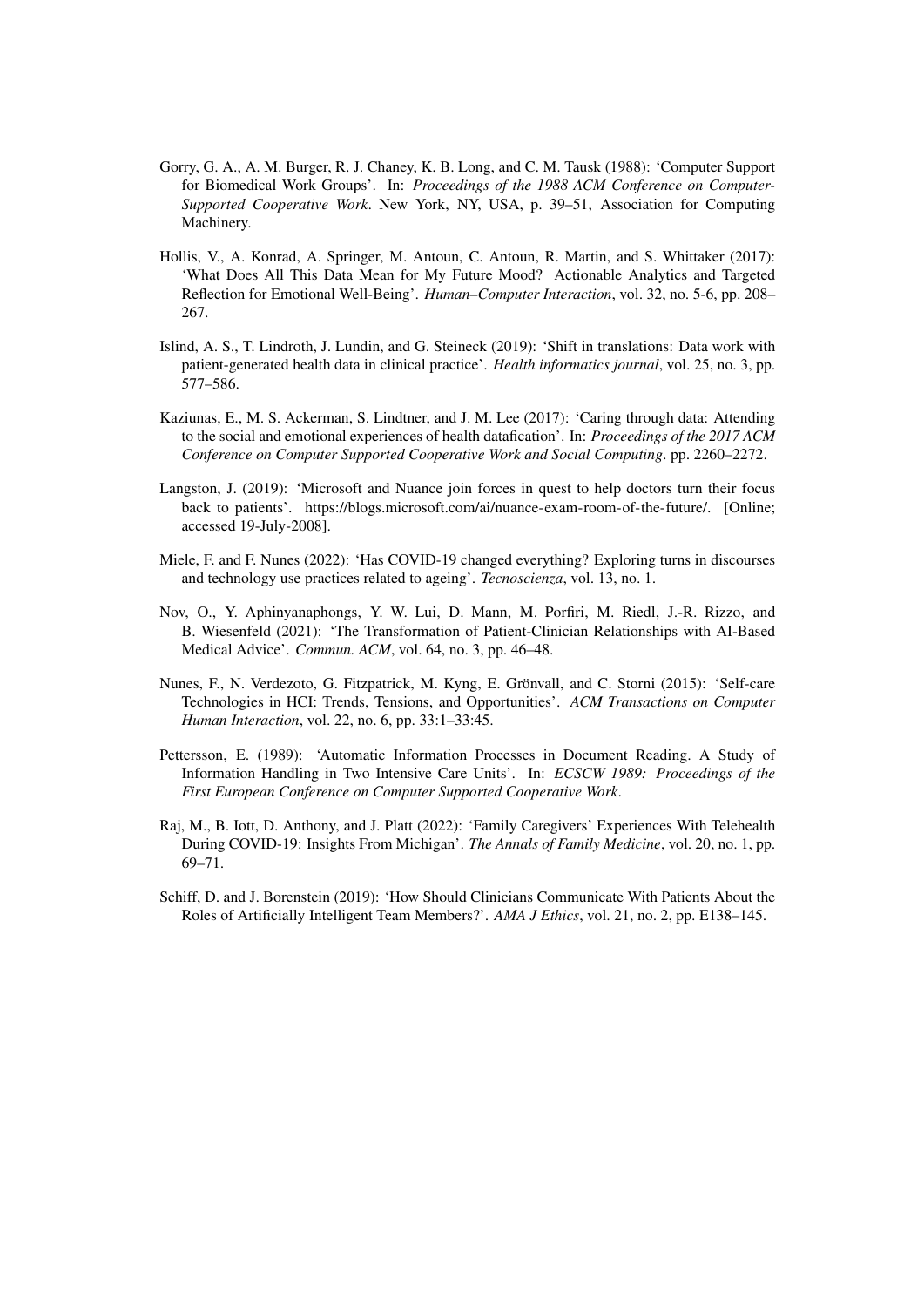Gorry, G. A., A. M. Burger, R. J. Chaney, K. B. Long, and C. M. Tausk (1988): 'Computer Support for Biomedical Work Groups'. In: *Proceedings of the 1988 ACM Conference on Computer-Supported Cooperative Work*. New York, NY, USA, p. 39–51, Association for Computing Machinery.

Hollis, V., A. Konrad, A. Springer, M. Antoun, C. Antoun, R. Martin, and S. Whittaker (2017): 'What Does All This Data Mean for My Future Mood? Actionable Analytics and Targeted Reflection for Emotional Well-Being'. *Human–Computer Interaction*, vol. 32, no. 5-6, pp. 208–267.

Islind, A. S., T. Lindroth, J. Lundin, and G. Steineck (2019): 'Shift in translations: Data work with patient-generated health data in clinical practice'. *Health informatics journal*, vol. 25, no. 3, pp. 577–586.

Kaziunas, E., M. S. Ackerman, S. Lindtner, and J. M. Lee (2017): 'Caring through data: Attending to the social and emotional experiences of health datafication'. In: *Proceedings of the 2017 ACM Conference on Computer Supported Cooperative Work and Social Computing*. pp. 2260–2272.

Langston, J. (2019): 'Microsoft and Nuance join forces in quest to help doctors turn their focus back to patients'. https://blogs.microsoft.com/ai/nuance-exam-room-of-the-future/. [Online; accessed 19-July-2008].

Miele, F. and F. Nunes (2022): 'Has COVID-19 changed everything? Exploring turns in discourses and technology use practices related to ageing'. *Tecnoscienza*, vol. 13, no. 1.

Nov, O., Y. Aphinyanaphongs, Y. W. Lui, D. Mann, M. Porfiri, M. Riedl, J.-R. Rizzo, and B. Wiesenfeld (2021): 'The Transformation of Patient-Clinician Relationships with AI-Based Medical Advice'. *Commun. ACM*, vol. 64, no. 3, pp. 46–48.

Nunes, F., N. Verdezoto, G. Fitzpatrick, M. Kyng, E. Grönvall, and C. Storni (2015): 'Self-care Technologies in HCI: Trends, Tensions, and Opportunities'. *ACM Transactions on Computer Human Interaction*, vol. 22, no. 6, pp. 33:1–33:45.

Pettersson, E. (1989): 'Automatic Information Processes in Document Reading. A Study of Information Handling in Two Intensive Care Units'. In: *ECSCW 1989: Proceedings of the First European Conference on Computer Supported Cooperative Work*.

Raj, M., B. Iott, D. Anthony, and J. Platt (2022): 'Family Caregivers' Experiences With Telehealth During COVID-19: Insights From Michigan'. *The Annals of Family Medicine*, vol. 20, no. 1, pp. 69–71.

Schiff, D. and J. Borenstein (2019): 'How Should Clinicians Communicate With Patients About the Roles of Artificially Intelligent Team Members?'. *AMA J Ethics*, vol. 21, no. 2, pp. E138–145.